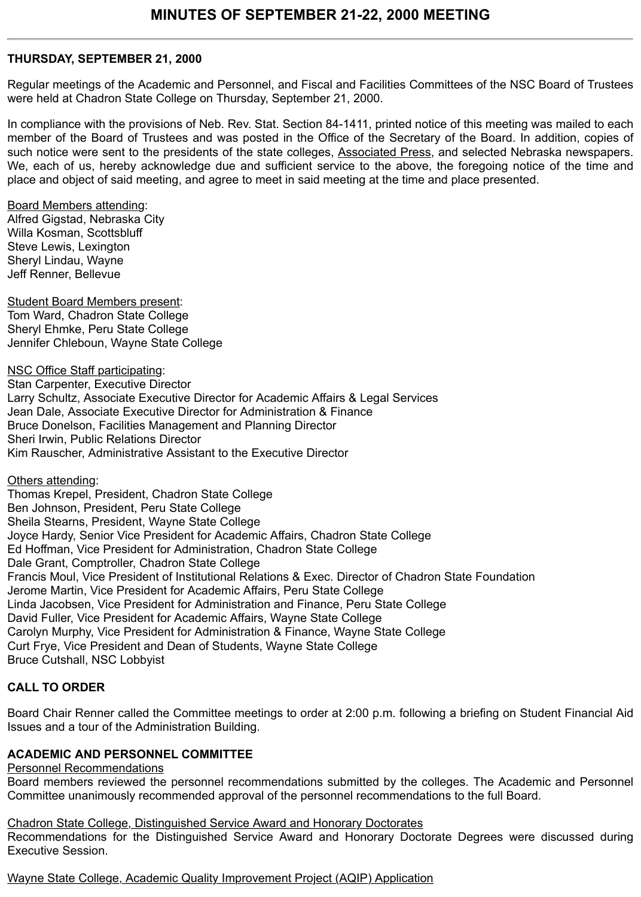# MINUTES OF SEPTEMBER 21-22, 2000 MEETING

**THURSDAY, SEPTEMBER 21, 2000**

Regular meetings of the Academic and Personnel, and Fiscal and Facilities Committees of the NSC Board of Trustees were held at Chadron State College on Thursday, September 21, 2000.

In compliance with the provisions of Neb. Rev. Stat. Section 84-1411, printed notice of this meeting was mailed to each member of the Board of Trustees and was posted in the Office of the Secretary of the Board. In addition, copies of such notice were sent to the presidents of the state colleges, Associated Press, and selected Nebraska newspapers. We, each of us, hereby acknowledge due and sufficient service to the above, the foregoing notice of the time and place and object of said meeting, and agree to meet in said meeting at the time and place presented.

Board Members attending:
Alfred Gigstad, Nebraska City
Willa Kosman, Scottsbluff
Steve Lewis, Lexington
Sheryl Lindau, Wayne
Jeff Renner, Bellevue

Student Board Members present:
Tom Ward, Chadron State College
Sheryl Ehmke, Peru State College
Jennifer Chleboun, Wayne State College

NSC Office Staff participating:
Stan Carpenter, Executive Director
Larry Schultz, Associate Executive Director for Academic Affairs & Legal Services
Jean Dale, Associate Executive Director for Administration & Finance
Bruce Donelson, Facilities Management and Planning Director
Sheri Irwin, Public Relations Director
Kim Rauscher, Administrative Assistant to the Executive Director

Others attending:
Thomas Krepel, President, Chadron State College
Ben Johnson, President, Peru State College
Sheila Stearns, President, Wayne State College
Joyce Hardy, Senior Vice President for Academic Affairs, Chadron State College
Ed Hoffman, Vice President for Administration, Chadron State College
Dale Grant, Comptroller, Chadron State College
Francis Moul, Vice President of Institutional Relations & Exec. Director of Chadron State Foundation
Jerome Martin, Vice President for Academic Affairs, Peru State College
Linda Jacobsen, Vice President for Administration and Finance, Peru State College
David Fuller, Vice President for Academic Affairs, Wayne State College
Carolyn Murphy, Vice President for Administration & Finance, Wayne State College
Curt Frye, Vice President and Dean of Students, Wayne State College
Bruce Cutshall, NSC Lobbyist

**CALL TO ORDER**

Board Chair Renner called the Committee meetings to order at 2:00 p.m. following a briefing on Student Financial Aid Issues and a tour of the Administration Building.

**ACADEMIC AND PERSONNEL COMMITTEE**

Personnel Recommendations
Board members reviewed the personnel recommendations submitted by the colleges. The Academic and Personnel Committee unanimously recommended approval of the personnel recommendations to the full Board.

Chadron State College, Distinguished Service Award and Honorary Doctorates
Recommendations for the Distinguished Service Award and Honorary Doctorate Degrees were discussed during Executive Session.

Wayne State College, Academic Quality Improvement Project (AQIP) Application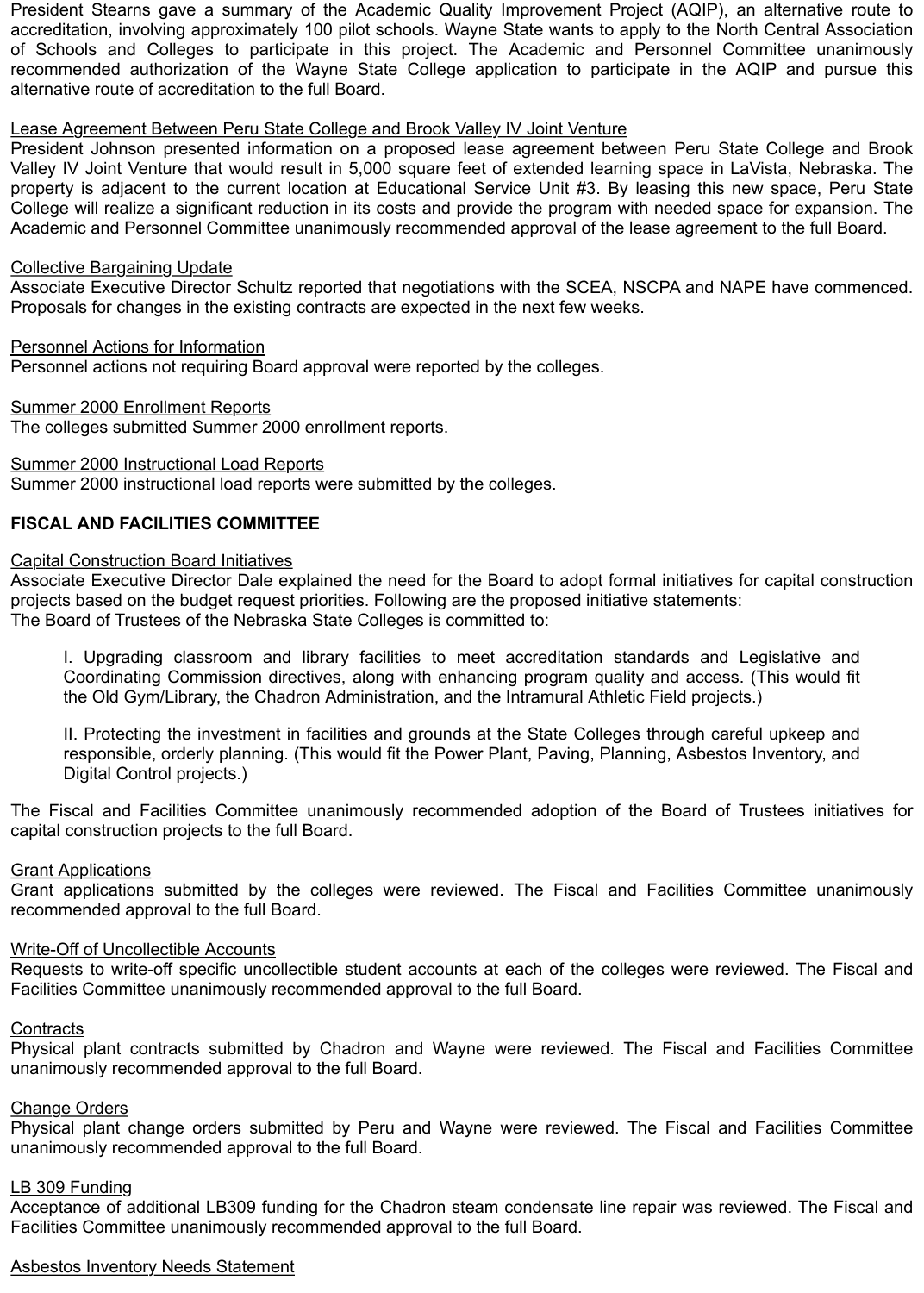President Stearns gave a summary of the Academic Quality Improvement Project (AQIP), an alternative route to accreditation, involving approximately 100 pilot schools. Wayne State wants to apply to the North Central Association of Schools and Colleges to participate in this project. The Academic and Personnel Committee unanimously recommended authorization of the Wayne State College application to participate in the AQIP and pursue this alternative route of accreditation to the full Board.

<u>Lease Agreement Between Peru State College and Brook Valley IV Joint Venture</u>
President Johnson presented information on a proposed lease agreement between Peru State College and Brook Valley IV Joint Venture that would result in 5,000 square feet of extended learning space in LaVista, Nebraska. The property is adjacent to the current location at Educational Service Unit #3. By leasing this new space, Peru State College will realize a significant reduction in its costs and provide the program with needed space for expansion. The Academic and Personnel Committee unanimously recommended approval of the lease agreement to the full Board.

<u>Collective Bargaining Update</u>
Associate Executive Director Schultz reported that negotiations with the SCEA, NSCPA and NAPE have commenced. Proposals for changes in the existing contracts are expected in the next few weeks.

<u>Personnel Actions for Information</u>
Personnel actions not requiring Board approval were reported by the colleges.

<u>Summer 2000 Enrollment Reports</u>
The colleges submitted Summer 2000 enrollment reports.

<u>Summer 2000 Instructional Load Reports</u>
Summer 2000 instructional load reports were submitted by the colleges.

**FISCAL AND FACILITIES COMMITTEE**

<u>Capital Construction Board Initiatives</u>
Associate Executive Director Dale explained the need for the Board to adopt formal initiatives for capital construction projects based on the budget request priorities. Following are the proposed initiative statements:
The Board of Trustees of the Nebraska State Colleges is committed to:

> I. Upgrading classroom and library facilities to meet accreditation standards and Legislative and Coordinating Commission directives, along with enhancing program quality and access. (This would fit the Old Gym/Library, the Chadron Administration, and the Intramural Athletic Field projects.)
>
> II. Protecting the investment in facilities and grounds at the State Colleges through careful upkeep and responsible, orderly planning. (This would fit the Power Plant, Paving, Planning, Asbestos Inventory, and Digital Control projects.)

The Fiscal and Facilities Committee unanimously recommended adoption of the Board of Trustees initiatives for capital construction projects to the full Board.

<u>Grant Applications</u>
Grant applications submitted by the colleges were reviewed. The Fiscal and Facilities Committee unanimously recommended approval to the full Board.

<u>Write-Off of Uncollectible Accounts</u>
Requests to write-off specific uncollectible student accounts at each of the colleges were reviewed. The Fiscal and Facilities Committee unanimously recommended approval to the full Board.

<u>Contracts</u>
Physical plant contracts submitted by Chadron and Wayne were reviewed. The Fiscal and Facilities Committee unanimously recommended approval to the full Board.

<u>Change Orders</u>
Physical plant change orders submitted by Peru and Wayne were reviewed. The Fiscal and Facilities Committee unanimously recommended approval to the full Board.

<u>LB 309 Funding</u>
Acceptance of additional LB309 funding for the Chadron steam condensate line repair was reviewed. The Fiscal and Facilities Committee unanimously recommended approval to the full Board.

<u>Asbestos Inventory Needs Statement</u>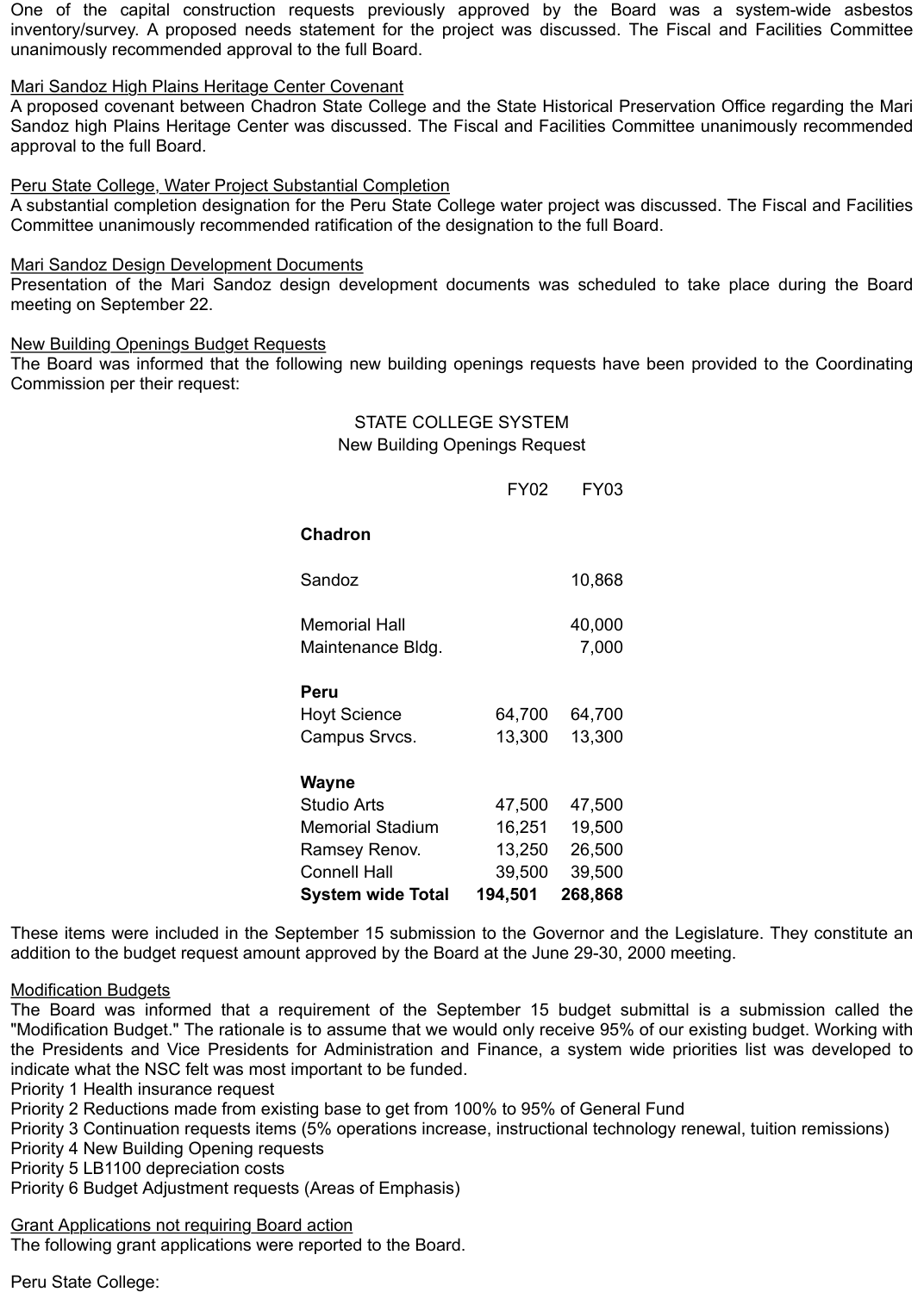One of the capital construction requests previously approved by the Board was a system-wide asbestos inventory/survey. A proposed needs statement for the project was discussed. The Fiscal and Facilities Committee unanimously recommended approval to the full Board.

Mari Sandoz High Plains Heritage Center Covenant
A proposed covenant between Chadron State College and the State Historical Preservation Office regarding the Mari Sandoz high Plains Heritage Center was discussed. The Fiscal and Facilities Committee unanimously recommended approval to the full Board.

Peru State College, Water Project Substantial Completion
A substantial completion designation for the Peru State College water project was discussed. The Fiscal and Facilities Committee unanimously recommended ratification of the designation to the full Board.

Mari Sandoz Design Development Documents
Presentation of the Mari Sandoz design development documents was scheduled to take place during the Board meeting on September 22.

New Building Openings Budget Requests
The Board was informed that the following new building openings requests have been provided to the Coordinating Commission per their request:

STATE COLLEGE SYSTEM
New Building Openings Request

| | FY02 | FY03 |
|---|---|---|
| **Chadron** | | |
| Sandoz | | 10,868 |
| Memorial Hall | | 40,000 |
| Maintenance Bldg. | | 7,000 |
| **Peru** | | |
| Hoyt Science | 64,700 | 64,700 |
| Campus Srvcs. | 13,300 | 13,300 |
| **Wayne** | | |
| Studio Arts | 47,500 | 47,500 |
| Memorial Stadium | 16,251 | 19,500 |
| Ramsey Renov. | 13,250 | 26,500 |
| Connell Hall | 39,500 | 39,500 |
| **System wide Total** | **194,501** | **268,868** |

These items were included in the September 15 submission to the Governor and the Legislature. They constitute an addition to the budget request amount approved by the Board at the June 29-30, 2000 meeting.

Modification Budgets
The Board was informed that a requirement of the September 15 budget submittal is a submission called the "Modification Budget." The rationale is to assume that we would only receive 95% of our existing budget. Working with the Presidents and Vice Presidents for Administration and Finance, a system wide priorities list was developed to indicate what the NSC felt was most important to be funded.
Priority 1 Health insurance request
Priority 2 Reductions made from existing base to get from 100% to 95% of General Fund
Priority 3 Continuation requests items (5% operations increase, instructional technology renewal, tuition remissions)
Priority 4 New Building Opening requests
Priority 5 LB1100 depreciation costs
Priority 6 Budget Adjustment requests (Areas of Emphasis)

Grant Applications not requiring Board action
The following grant applications were reported to the Board.

Peru State College: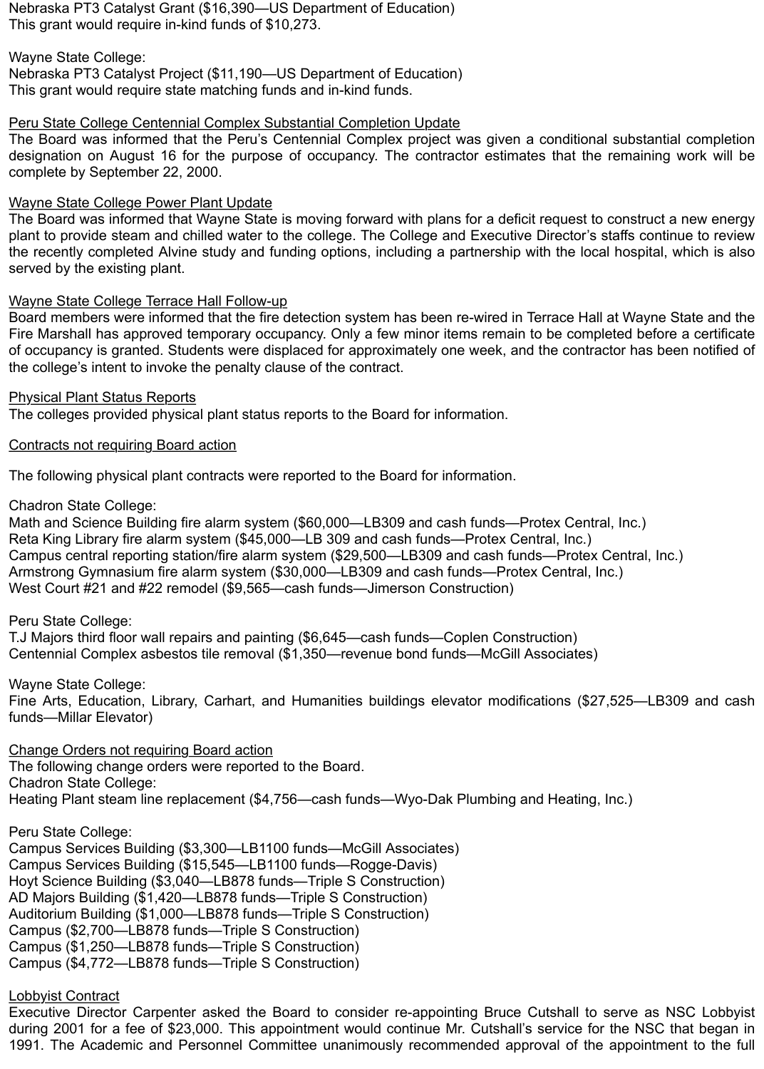Nebraska PT3 Catalyst Grant ($16,390—US Department of Education)
This grant would require in-kind funds of $10,273.

Wayne State College:
Nebraska PT3 Catalyst Project ($11,190—US Department of Education)
This grant would require state matching funds and in-kind funds.

<u>Peru State College Centennial Complex Substantial Completion Update</u>
The Board was informed that the Peru's Centennial Complex project was given a conditional substantial completion designation on August 16 for the purpose of occupancy. The contractor estimates that the remaining work will be complete by September 22, 2000.

<u>Wayne State College Power Plant Update</u>
The Board was informed that Wayne State is moving forward with plans for a deficit request to construct a new energy plant to provide steam and chilled water to the college. The College and Executive Director's staffs continue to review the recently completed Alvine study and funding options, including a partnership with the local hospital, which is also served by the existing plant.

<u>Wayne State College Terrace Hall Follow-up</u>
Board members were informed that the fire detection system has been re-wired in Terrace Hall at Wayne State and the Fire Marshall has approved temporary occupancy. Only a few minor items remain to be completed before a certificate of occupancy is granted. Students were displaced for approximately one week, and the contractor has been notified of the college's intent to invoke the penalty clause of the contract.

<u>Physical Plant Status Reports</u>
The colleges provided physical plant status reports to the Board for information.

<u>Contracts not requiring Board action</u>

The following physical plant contracts were reported to the Board for information.

Chadron State College:
Math and Science Building fire alarm system ($60,000—LB309 and cash funds—Protex Central, Inc.)
Reta King Library fire alarm system ($45,000—LB 309 and cash funds—Protex Central, Inc.)
Campus central reporting station/fire alarm system ($29,500—LB309 and cash funds—Protex Central, Inc.)
Armstrong Gymnasium fire alarm system ($30,000—LB309 and cash funds—Protex Central, Inc.)
West Court #21 and #22 remodel ($9,565—cash funds—Jimerson Construction)

Peru State College:
T.J Majors third floor wall repairs and painting ($6,645—cash funds—Coplen Construction)
Centennial Complex asbestos tile removal ($1,350—revenue bond funds—McGill Associates)

Wayne State College:
Fine Arts, Education, Library, Carhart, and Humanities buildings elevator modifications ($27,525—LB309 and cash funds—Millar Elevator)

<u>Change Orders not requiring Board action</u>
The following change orders were reported to the Board.
Chadron State College:
Heating Plant steam line replacement ($4,756—cash funds—Wyo-Dak Plumbing and Heating, Inc.)

Peru State College:
Campus Services Building ($3,300—LB1100 funds—McGill Associates)
Campus Services Building ($15,545—LB1100 funds—Rogge-Davis)
Hoyt Science Building ($3,040—LB878 funds—Triple S Construction)
AD Majors Building ($1,420—LB878 funds—Triple S Construction)
Auditorium Building ($1,000—LB878 funds—Triple S Construction)
Campus ($2,700—LB878 funds—Triple S Construction)
Campus ($1,250—LB878 funds—Triple S Construction)
Campus ($4,772—LB878 funds—Triple S Construction)

<u>Lobbyist Contract</u>
Executive Director Carpenter asked the Board to consider re-appointing Bruce Cutshall to serve as NSC Lobbyist during 2001 for a fee of $23,000. This appointment would continue Mr. Cutshall's service for the NSC that began in 1991. The Academic and Personnel Committee unanimously recommended approval of the appointment to the full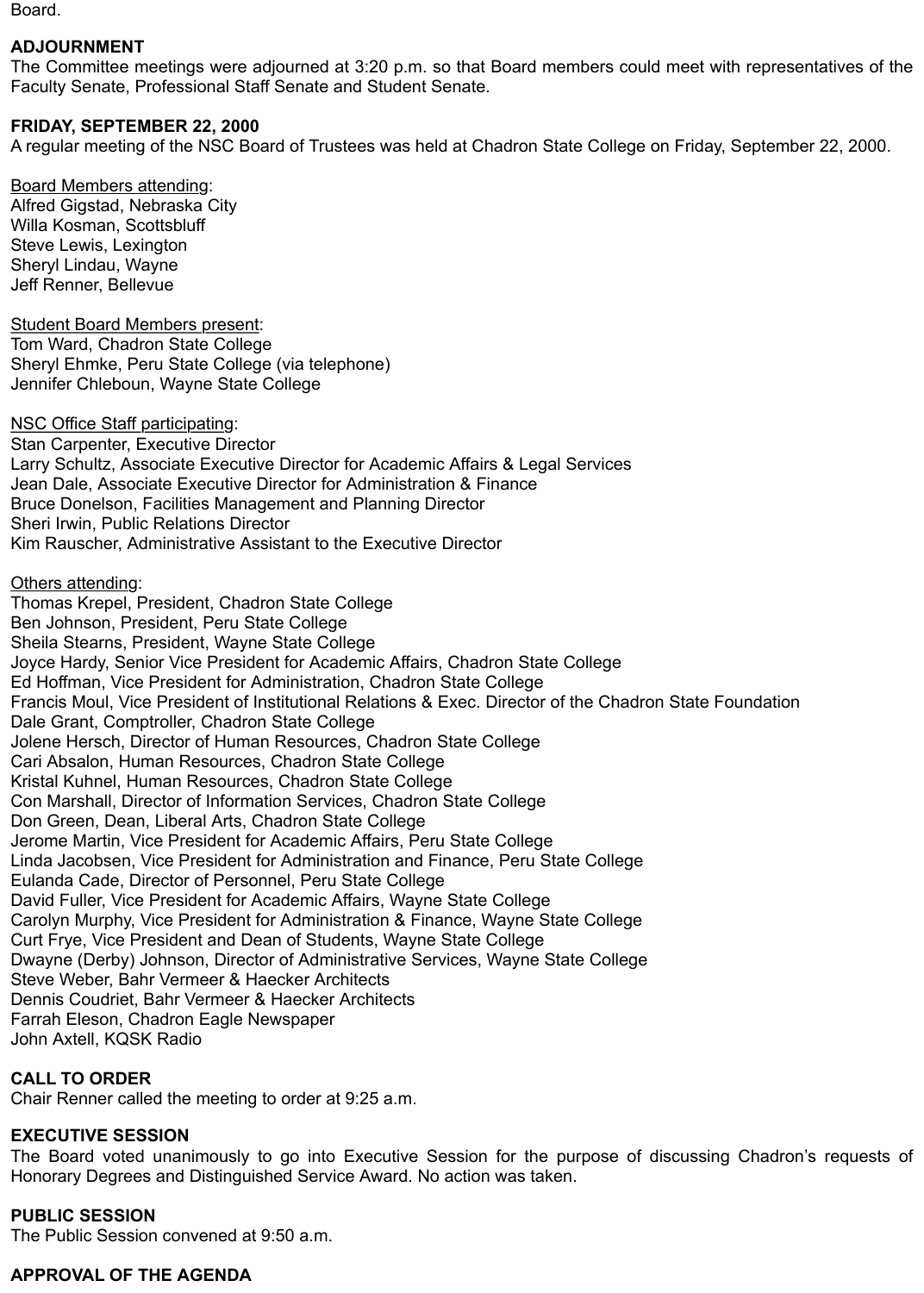Board.

**ADJOURNMENT**
The Committee meetings were adjourned at 3:20 p.m. so that Board members could meet with representatives of the Faculty Senate, Professional Staff Senate and Student Senate.

**FRIDAY, SEPTEMBER 22, 2000**
A regular meeting of the NSC Board of Trustees was held at Chadron State College on Friday, September 22, 2000.

Board Members attending:
Alfred Gigstad, Nebraska City
Willa Kosman, Scottsbluff
Steve Lewis, Lexington
Sheryl Lindau, Wayne
Jeff Renner, Bellevue

Student Board Members present:
Tom Ward, Chadron State College
Sheryl Ehmke, Peru State College (via telephone)
Jennifer Chleboun, Wayne State College

NSC Office Staff participating:
Stan Carpenter, Executive Director
Larry Schultz, Associate Executive Director for Academic Affairs & Legal Services
Jean Dale, Associate Executive Director for Administration & Finance
Bruce Donelson, Facilities Management and Planning Director
Sheri Irwin, Public Relations Director
Kim Rauscher, Administrative Assistant to the Executive Director

Others attending:
Thomas Krepel, President, Chadron State College
Ben Johnson, President, Peru State College
Sheila Stearns, President, Wayne State College
Joyce Hardy, Senior Vice President for Academic Affairs, Chadron State College
Ed Hoffman, Vice President for Administration, Chadron State College
Francis Moul, Vice President of Institutional Relations & Exec. Director of the Chadron State Foundation
Dale Grant, Comptroller, Chadron State College
Jolene Hersch, Director of Human Resources, Chadron State College
Cari Absalon, Human Resources, Chadron State College
Kristal Kuhnel, Human Resources, Chadron State College
Con Marshall, Director of Information Services, Chadron State College
Don Green, Dean, Liberal Arts, Chadron State College
Jerome Martin, Vice President for Academic Affairs, Peru State College
Linda Jacobsen, Vice President for Administration and Finance, Peru State College
Eulanda Cade, Director of Personnel, Peru State College
David Fuller, Vice President for Academic Affairs, Wayne State College
Carolyn Murphy, Vice President for Administration & Finance, Wayne State College
Curt Frye, Vice President and Dean of Students, Wayne State College
Dwayne (Derby) Johnson, Director of Administrative Services, Wayne State College
Steve Weber, Bahr Vermeer & Haecker Architects
Dennis Coudriet, Bahr Vermeer & Haecker Architects
Farrah Eleson, Chadron Eagle Newspaper
John Axtell, KQSK Radio

**CALL TO ORDER**
Chair Renner called the meeting to order at 9:25 a.m.

**EXECUTIVE SESSION**
The Board voted unanimously to go into Executive Session for the purpose of discussing Chadron's requests of Honorary Degrees and Distinguished Service Award. No action was taken.

**PUBLIC SESSION**
The Public Session convened at 9:50 a.m.

**APPROVAL OF THE AGENDA**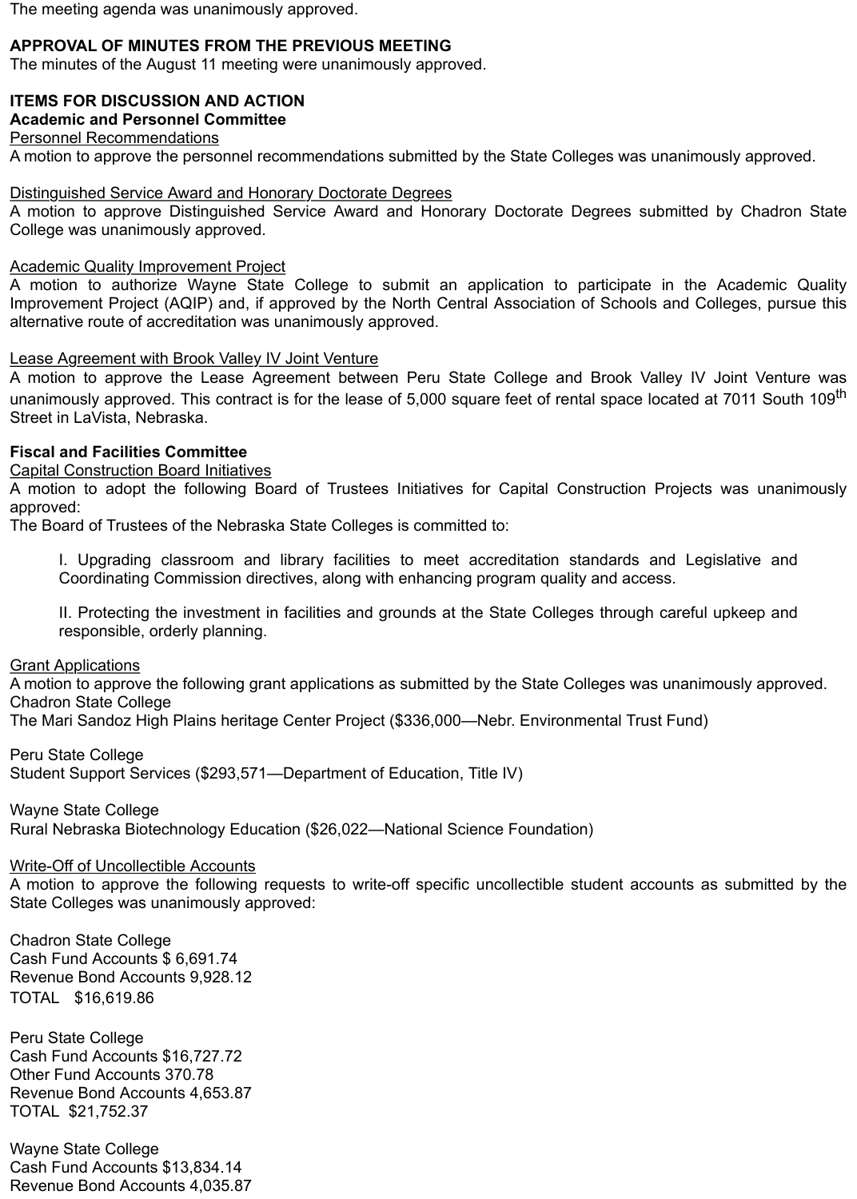The meeting agenda was unanimously approved.

**APPROVAL OF MINUTES FROM THE PREVIOUS MEETING**
The minutes of the August 11 meeting were unanimously approved.

**ITEMS FOR DISCUSSION AND ACTION**
**Academic and Personnel Committee**
Personnel Recommendations
A motion to approve the personnel recommendations submitted by the State Colleges was unanimously approved.

Distinguished Service Award and Honorary Doctorate Degrees
A motion to approve Distinguished Service Award and Honorary Doctorate Degrees submitted by Chadron State College was unanimously approved.

Academic Quality Improvement Project
A motion to authorize Wayne State College to submit an application to participate in the Academic Quality Improvement Project (AQIP) and, if approved by the North Central Association of Schools and Colleges, pursue this alternative route of accreditation was unanimously approved.

Lease Agreement with Brook Valley IV Joint Venture
A motion to approve the Lease Agreement between Peru State College and Brook Valley IV Joint Venture was unanimously approved. This contract is for the lease of 5,000 square feet of rental space located at 7011 South 109th Street in LaVista, Nebraska.

**Fiscal and Facilities Committee**
Capital Construction Board Initiatives
A motion to adopt the following Board of Trustees Initiatives for Capital Construction Projects was unanimously approved:
The Board of Trustees of the Nebraska State Colleges is committed to:

> I. Upgrading classroom and library facilities to meet accreditation standards and Legislative and Coordinating Commission directives, along with enhancing program quality and access.
>
> II. Protecting the investment in facilities and grounds at the State Colleges through careful upkeep and responsible, orderly planning.

Grant Applications
A motion to approve the following grant applications as submitted by the State Colleges was unanimously approved.
Chadron State College
The Mari Sandoz High Plains heritage Center Project ($336,000—Nebr. Environmental Trust Fund)

Peru State College
Student Support Services ($293,571—Department of Education, Title IV)

Wayne State College
Rural Nebraska Biotechnology Education ($26,022—National Science Foundation)

Write-Off of Uncollectible Accounts
A motion to approve the following requests to write-off specific uncollectible student accounts as submitted by the State Colleges was unanimously approved:

Chadron State College
Cash Fund Accounts $ 6,691.74
Revenue Bond Accounts 9,928.12
TOTAL $16,619.86

Peru State College
Cash Fund Accounts $16,727.72
Other Fund Accounts 370.78
Revenue Bond Accounts 4,653.87
TOTAL $21,752.37

Wayne State College
Cash Fund Accounts $13,834.14
Revenue Bond Accounts 4,035.87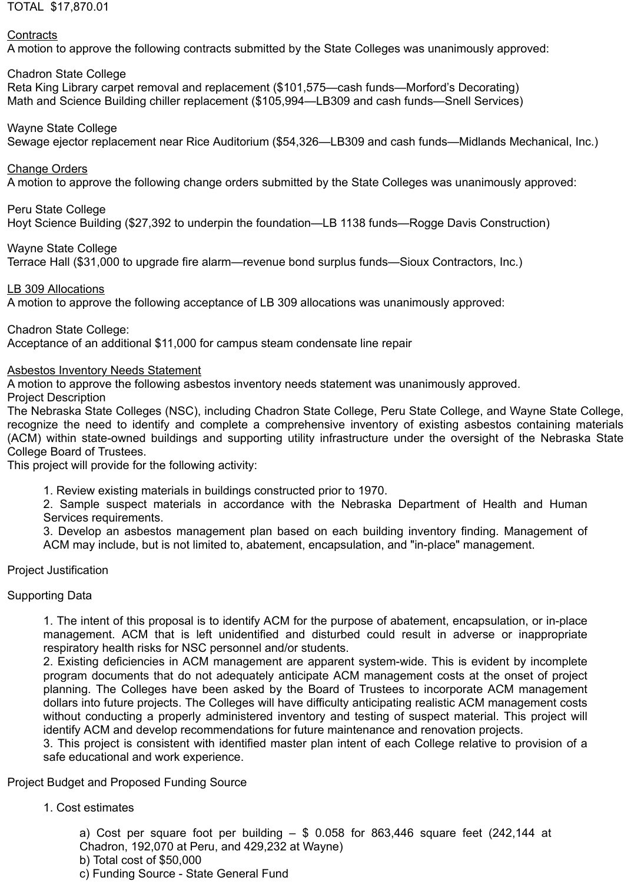TOTAL $17,870.01

<u>Contracts</u>
A motion to approve the following contracts submitted by the State Colleges was unanimously approved:

Chadron State College
Reta King Library carpet removal and replacement ($101,575—cash funds—Morford's Decorating)
Math and Science Building chiller replacement ($105,994—LB309 and cash funds—Snell Services)

Wayne State College
Sewage ejector replacement near Rice Auditorium ($54,326—LB309 and cash funds—Midlands Mechanical, Inc.)

<u>Change Orders</u>
A motion to approve the following change orders submitted by the State Colleges was unanimously approved:

Peru State College
Hoyt Science Building ($27,392 to underpin the foundation—LB 1138 funds—Rogge Davis Construction)

Wayne State College
Terrace Hall ($31,000 to upgrade fire alarm—revenue bond surplus funds—Sioux Contractors, Inc.)

<u>LB 309 Allocations</u>
A motion to approve the following acceptance of LB 309 allocations was unanimously approved:

Chadron State College:
Acceptance of an additional $11,000 for campus steam condensate line repair

<u>Asbestos Inventory Needs Statement</u>
A motion to approve the following asbestos inventory needs statement was unanimously approved.
Project Description
The Nebraska State Colleges (NSC), including Chadron State College, Peru State College, and Wayne State College, recognize the need to identify and complete a comprehensive inventory of existing asbestos containing materials (ACM) within state-owned buildings and supporting utility infrastructure under the oversight of the Nebraska State College Board of Trustees.
This project will provide for the following activity:

1. Review existing materials in buildings constructed prior to 1970.
2. Sample suspect materials in accordance with the Nebraska Department of Health and Human Services requirements.
3. Develop an asbestos management plan based on each building inventory finding. Management of ACM may include, but is not limited to, abatement, encapsulation, and "in-place" management.

Project Justification

Supporting Data

1. The intent of this proposal is to identify ACM for the purpose of abatement, encapsulation, or in-place management. ACM that is left unidentified and disturbed could result in adverse or inappropriate respiratory health risks for NSC personnel and/or students.
2. Existing deficiencies in ACM management are apparent system-wide. This is evident by incomplete program documents that do not adequately anticipate ACM management costs at the onset of project planning. The Colleges have been asked by the Board of Trustees to incorporate ACM management dollars into future projects. The Colleges will have difficulty anticipating realistic ACM management costs without conducting a properly administered inventory and testing of suspect material. This project will identify ACM and develop recommendations for future maintenance and renovation projects.
3. This project is consistent with identified master plan intent of each College relative to provision of a safe educational and work experience.

Project Budget and Proposed Funding Source

1. Cost estimates

   a) Cost per square foot per building – $ 0.058 for 863,446 square feet (242,144 at Chadron, 192,070 at Peru, and 429,232 at Wayne)
   b) Total cost of $50,000
   c) Funding Source - State General Fund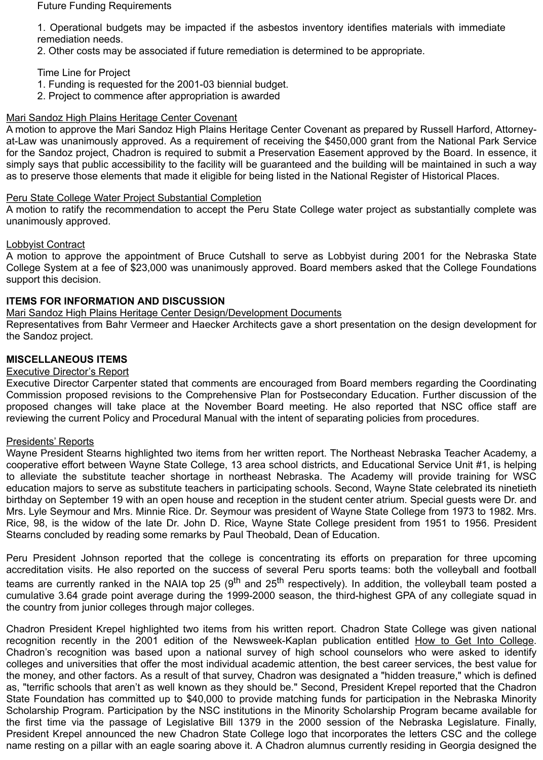Future Funding Requirements

1. Operational budgets may be impacted if the asbestos inventory identifies materials with immediate remediation needs.
2. Other costs may be associated if future remediation is determined to be appropriate.

Time Line for Project
1. Funding is requested for the 2001-03 biennial budget.
2. Project to commence after appropriation is awarded

<u>Mari Sandoz High Plains Heritage Center Covenant</u>
A motion to approve the Mari Sandoz High Plains Heritage Center Covenant as prepared by Russell Harford, Attorney-at-Law was unanimously approved. As a requirement of receiving the $450,000 grant from the National Park Service for the Sandoz project, Chadron is required to submit a Preservation Easement approved by the Board. In essence, it simply says that public accessibility to the facility will be guaranteed and the building will be maintained in such a way as to preserve those elements that made it eligible for being listed in the National Register of Historical Places.

<u>Peru State College Water Project Substantial Completion</u>
A motion to ratify the recommendation to accept the Peru State College water project as substantially complete was unanimously approved.

<u>Lobbyist Contract</u>
A motion to approve the appointment of Bruce Cutshall to serve as Lobbyist during 2001 for the Nebraska State College System at a fee of $23,000 was unanimously approved. Board members asked that the College Foundations support this decision.

**ITEMS FOR INFORMATION AND DISCUSSION**
<u>Mari Sandoz High Plains Heritage Center Design/Development Documents</u>
Representatives from Bahr Vermeer and Haecker Architects gave a short presentation on the design development for the Sandoz project.

**MISCELLANEOUS ITEMS**
<u>Executive Director's Report</u>
Executive Director Carpenter stated that comments are encouraged from Board members regarding the Coordinating Commission proposed revisions to the Comprehensive Plan for Postsecondary Education. Further discussion of the proposed changes will take place at the November Board meeting. He also reported that NSC office staff are reviewing the current Policy and Procedural Manual with the intent of separating policies from procedures.

<u>Presidents' Reports</u>
Wayne President Stearns highlighted two items from her written report. The Northeast Nebraska Teacher Academy, a cooperative effort between Wayne State College, 13 area school districts, and Educational Service Unit #1, is helping to alleviate the substitute teacher shortage in northeast Nebraska. The Academy will provide training for WSC education majors to serve as substitute teachers in participating schools. Second, Wayne State celebrated its ninetieth birthday on September 19 with an open house and reception in the student center atrium. Special guests were Dr. and Mrs. Lyle Seymour and Mrs. Minnie Rice. Dr. Seymour was president of Wayne State College from 1973 to 1982. Mrs. Rice, 98, is the widow of the late Dr. John D. Rice, Wayne State College president from 1951 to 1956. President Stearns concluded by reading some remarks by Paul Theobald, Dean of Education.

Peru President Johnson reported that the college is concentrating its efforts on preparation for three upcoming accreditation visits. He also reported on the success of several Peru sports teams: both the volleyball and football teams are currently ranked in the NAIA top 25 (9th and 25th respectively). In addition, the volleyball team posted a cumulative 3.64 grade point average during the 1999-2000 season, the third-highest GPA of any collegiate squad in the country from junior colleges through major colleges.

Chadron President Krepel highlighted two items from his written report. Chadron State College was given national recognition recently in the 2001 edition of the Newsweek-Kaplan publication entitled <u>How to Get Into College</u>. Chadron's recognition was based upon a national survey of high school counselors who were asked to identify colleges and universities that offer the most individual academic attention, the best career services, the best value for the money, and other factors. As a result of that survey, Chadron was designated a "hidden treasure," which is defined as, "terrific schools that aren't as well known as they should be." Second, President Krepel reported that the Chadron State Foundation has committed up to $40,000 to provide matching funds for participation in the Nebraska Minority Scholarship Program. Participation by the NSC institutions in the Minority Scholarship Program became available for the first time via the passage of Legislative Bill 1379 in the 2000 session of the Nebraska Legislature. Finally, President Krepel announced the new Chadron State College logo that incorporates the letters CSC and the college name resting on a pillar with an eagle soaring above it. A Chadron alumnus currently residing in Georgia designed the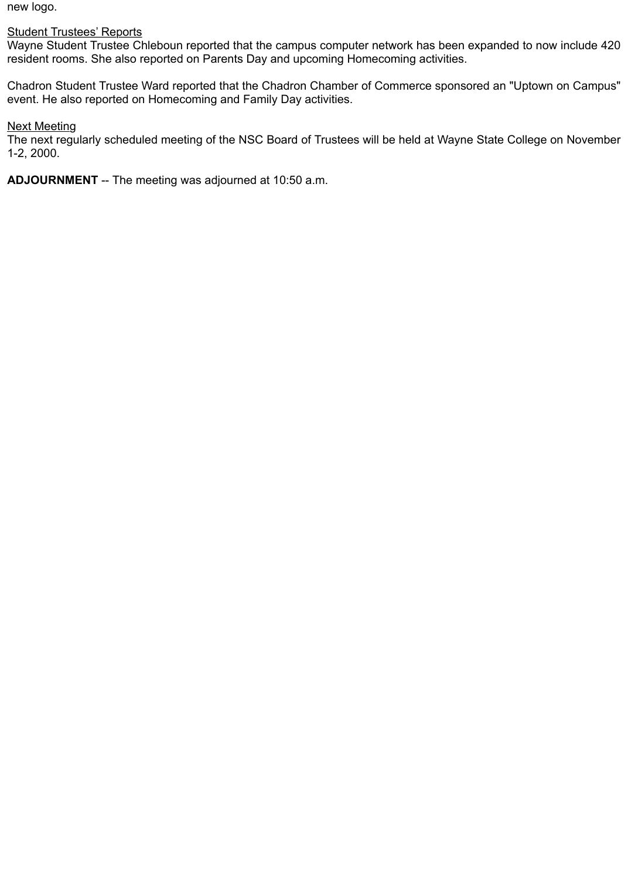new logo.

<u>Student Trustees' Reports</u>
Wayne Student Trustee Chleboun reported that the campus computer network has been expanded to now include 420 resident rooms. She also reported on Parents Day and upcoming Homecoming activities.

Chadron Student Trustee Ward reported that the Chadron Chamber of Commerce sponsored an "Uptown on Campus" event. He also reported on Homecoming and Family Day activities.

<u>Next Meeting</u>
The next regularly scheduled meeting of the NSC Board of Trustees will be held at Wayne State College on November 1-2, 2000.

**ADJOURNMENT** -- The meeting was adjourned at 10:50 a.m.